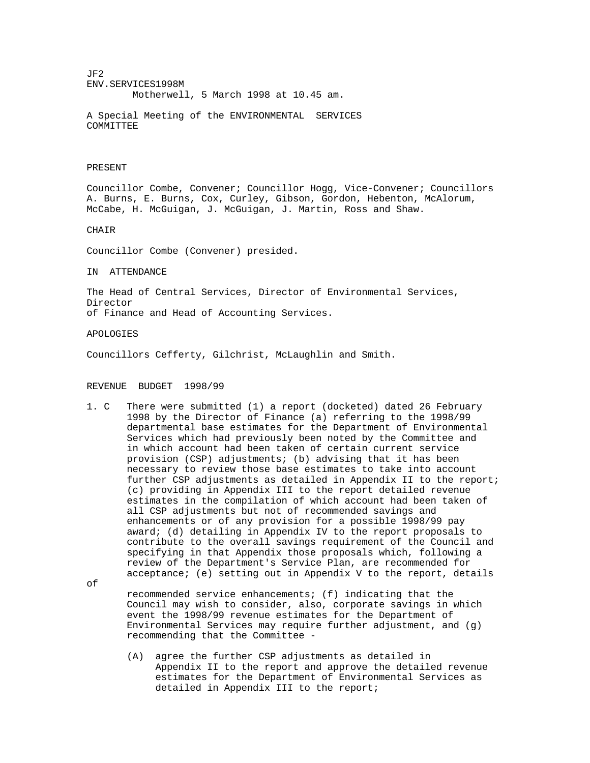JF2
ENV.SERVICES1998M

Motherwell, 5 March 1998 at 10.45 am.

A Special Meeting of the ENVIRONMENTAL SERVICES COMMITTEE

PRESENT

Councillor Combe, Convener; Councillor Hogg, Vice-Convener; Councillors A. Burns, E. Burns, Cox, Curley, Gibson, Gordon, Hebenton, McAlorum, McCabe, H. McGuigan, J. McGuigan, J. Martin, Ross and Shaw.

CHAIR

Councillor Combe (Convener) presided.

IN ATTENDANCE

The Head of Central Services, Director of Environmental Services, Director of Finance and Head of Accounting Services.

APOLOGIES

Councillors Cefferty, Gilchrist, McLaughlin and Smith.

REVENUE BUDGET 1998/99

1. C There were submitted (1) a report (docketed) dated 26 February 1998 by the Director of Finance (a) referring to the 1998/99 departmental base estimates for the Department of Environmental Services which had previously been noted by the Committee and in which account had been taken of certain current service provision (CSP) adjustments; (b) advising that it has been necessary to review those base estimates to take into account further CSP adjustments as detailed in Appendix II to the report; (c) providing in Appendix III to the report detailed revenue estimates in the compilation of which account had been taken of all CSP adjustments but not of recommended savings and enhancements or of any provision for a possible 1998/99 pay award; (d) detailing in Appendix IV to the report proposals to contribute to the overall savings requirement of the Council and specifying in that Appendix those proposals which, following a review of the Department's Service Plan, are recommended for acceptance; (e) setting out in Appendix V to the report, details of recommended service enhancements; (f) indicating that the Council may wish to consider, also, corporate savings in which event the 1998/99 revenue estimates for the Department of Environmental Services may require further adjustment, and (g) recommending that the Committee -

   (A) agree the further CSP adjustments as detailed in Appendix II to the report and approve the detailed revenue estimates for the Department of Environmental Services as detailed in Appendix III to the report;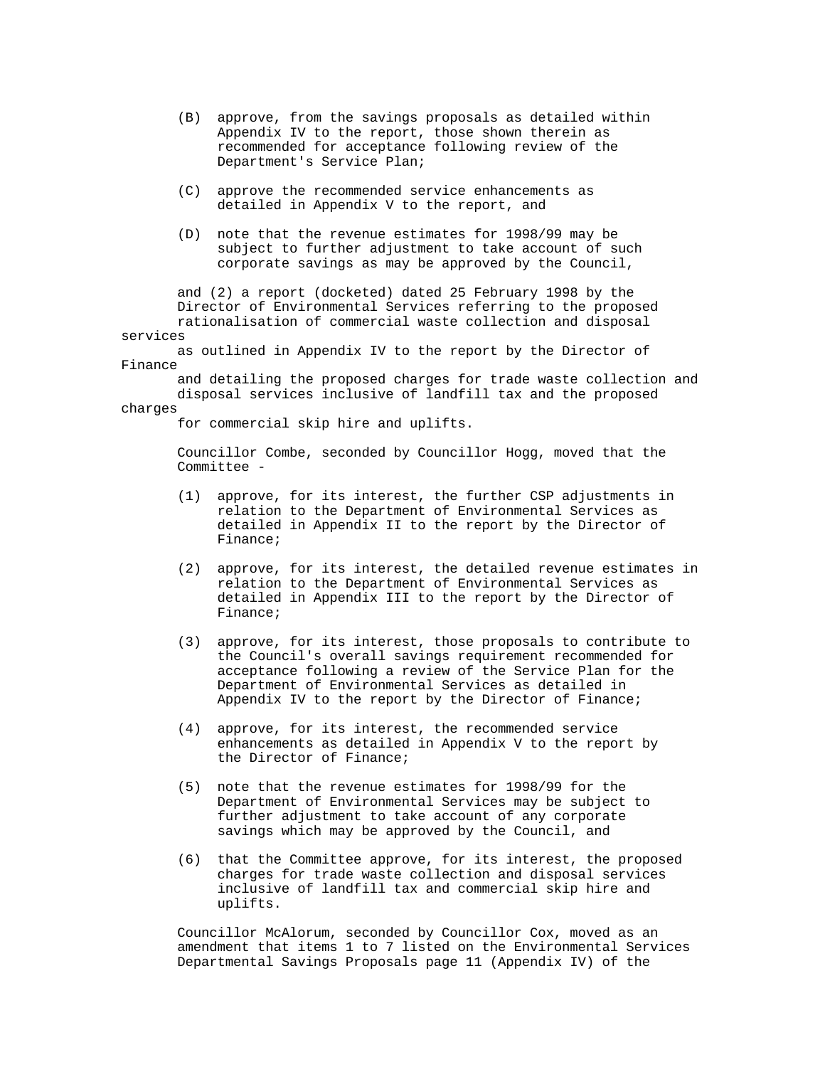(B) approve, from the savings proposals as detailed within Appendix IV to the report, those shown therein as recommended for acceptance following review of the Department's Service Plan;

(C) approve the recommended service enhancements as detailed in Appendix V to the report, and

(D) note that the revenue estimates for 1998/99 may be subject to further adjustment to take account of such corporate savings as may be approved by the Council,

and (2) a report (docketed) dated 25 February 1998 by the Director of Environmental Services referring to the proposed rationalisation of commercial waste collection and disposal services as outlined in Appendix IV to the report by the Director of Finance and detailing the proposed charges for trade waste collection and disposal services inclusive of landfill tax and the proposed charges for commercial skip hire and uplifts.

Councillor Combe, seconded by Councillor Hogg, moved that the Committee -

(1) approve, for its interest, the further CSP adjustments in relation to the Department of Environmental Services as detailed in Appendix II to the report by the Director of Finance;

(2) approve, for its interest, the detailed revenue estimates in relation to the Department of Environmental Services as detailed in Appendix III to the report by the Director of Finance;

(3) approve, for its interest, those proposals to contribute to the Council's overall savings requirement recommended for acceptance following a review of the Service Plan for the Department of Environmental Services as detailed in Appendix IV to the report by the Director of Finance;

(4) approve, for its interest, the recommended service enhancements as detailed in Appendix V to the report by the Director of Finance;

(5) note that the revenue estimates for 1998/99 for the Department of Environmental Services may be subject to further adjustment to take account of any corporate savings which may be approved by the Council, and

(6) that the Committee approve, for its interest, the proposed charges for trade waste collection and disposal services inclusive of landfill tax and commercial skip hire and uplifts.

Councillor McAlorum, seconded by Councillor Cox, moved as an amendment that items 1 to 7 listed on the Environmental Services Departmental Savings Proposals page 11 (Appendix IV) of the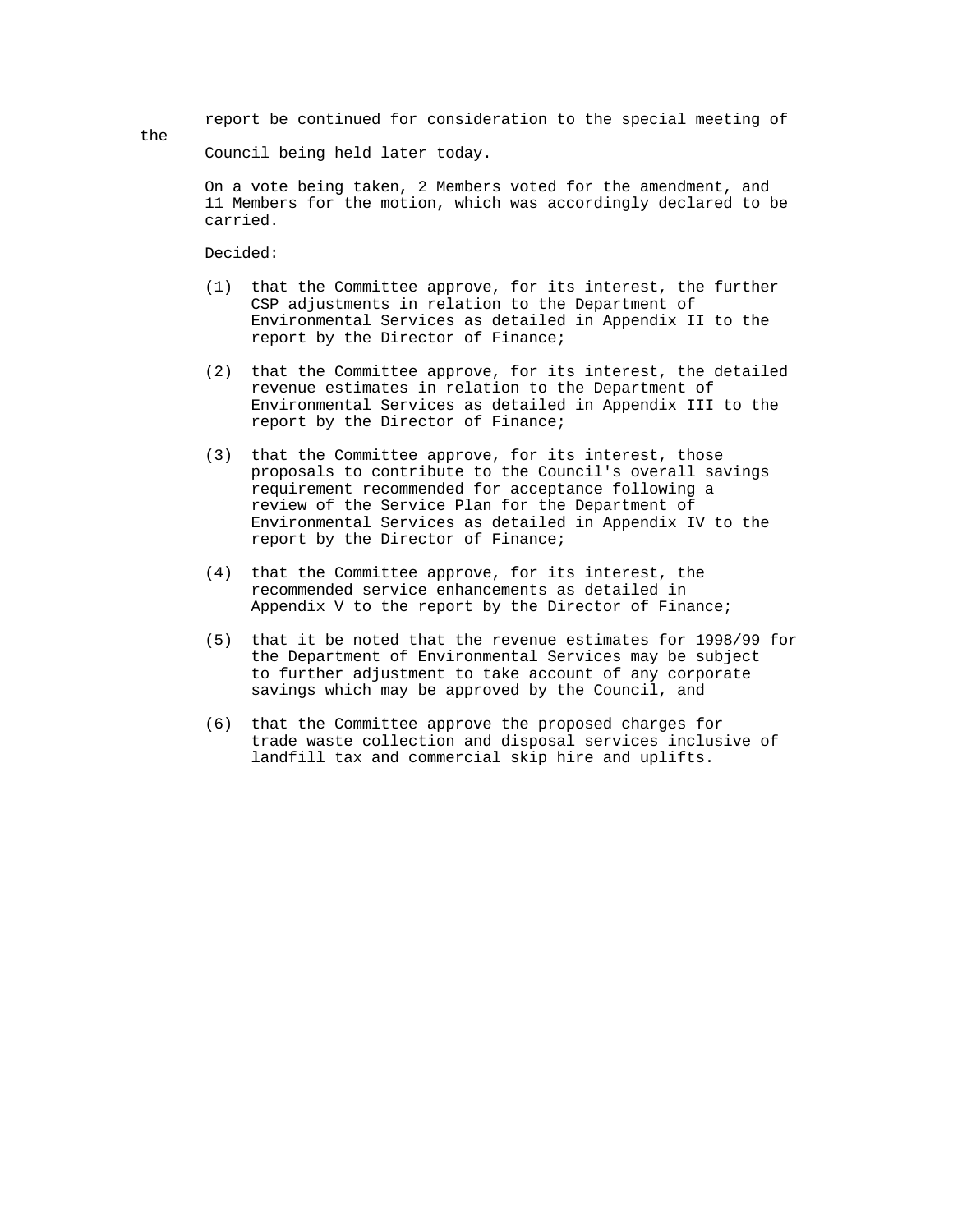report be continued for consideration to the special meeting of the Council being held later today.

On a vote being taken, 2 Members voted for the amendment, and 11 Members for the motion, which was accordingly declared to be carried.

Decided:

(1) that the Committee approve, for its interest, the further CSP adjustments in relation to the Department of Environmental Services as detailed in Appendix II to the report by the Director of Finance;

(2) that the Committee approve, for its interest, the detailed revenue estimates in relation to the Department of Environmental Services as detailed in Appendix III to the report by the Director of Finance;

(3) that the Committee approve, for its interest, those proposals to contribute to the Council's overall savings requirement recommended for acceptance following a review of the Service Plan for the Department of Environmental Services as detailed in Appendix IV to the report by the Director of Finance;

(4) that the Committee approve, for its interest, the recommended service enhancements as detailed in Appendix V to the report by the Director of Finance;

(5) that it be noted that the revenue estimates for 1998/99 for the Department of Environmental Services may be subject to further adjustment to take account of any corporate savings which may be approved by the Council, and

(6) that the Committee approve the proposed charges for trade waste collection and disposal services inclusive of landfill tax and commercial skip hire and uplifts.